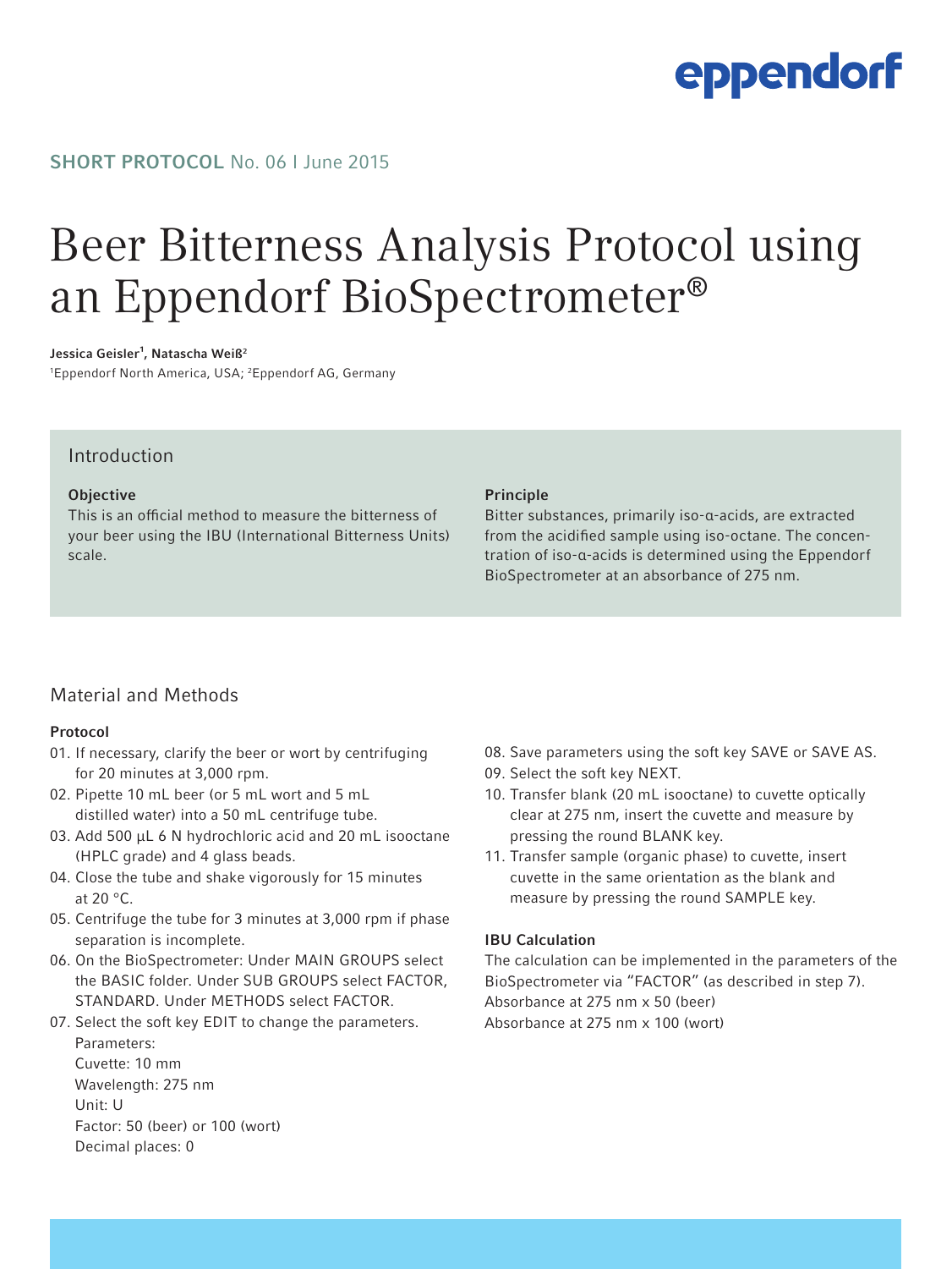**SHORT PROTOCOL** No. 06 I June 2015

# Beer Bitterness Analysis Protocol using an Eppendorf BioSpectrometer®

**Jessica Geisler[1], Natascha Weiß[2]**

[1]Eppendorf North America, USA; [2]Eppendorf AG, Germany

## Introduction

### Objective

This is an official method to measure the bitterness of your beer using the IBU (International Bitterness Units) scale.

### Principle

Bitter substances, primarily iso-α-acids, are extracted from the acidified sample using iso-octane. The concentration of iso-α-acids is determined using the Eppendorf BioSpectrometer at an absorbance of 275 nm.

## Material and Methods

### Protocol

01. If necessary, clarify the beer or wort by centrifuging for 20 minutes at 3,000 rpm.
02. Pipette 10 mL beer (or 5 mL wort and 5 mL distilled water) into a 50 mL centrifuge tube.
03. Add 500 µL 6 N hydrochloric acid and 20 mL isooctane (HPLC grade) and 4 glass beads.
04. Close the tube and shake vigorously for 15 minutes at 20 °C.
05. Centrifuge the tube for 3 minutes at 3,000 rpm if phase separation is incomplete.
06. On the BioSpectrometer: Under MAIN GROUPS select the BASIC folder. Under SUB GROUPS select FACTOR, STANDARD. Under METHODS select FACTOR.
07. Select the soft key EDIT to change the parameters.
    Parameters:
    Cuvette: 10 mm
    Wavelength: 275 nm
    Unit: U
    Factor: 50 (beer) or 100 (wort)
    Decimal places: 0
08. Save parameters using the soft key SAVE or SAVE AS.
09. Select the soft key NEXT.
10. Transfer blank (20 mL isooctane) to cuvette optically clear at 275 nm, insert the cuvette and measure by pressing the round BLANK key.
11. Transfer sample (organic phase) to cuvette, insert cuvette in the same orientation as the blank and measure by pressing the round SAMPLE key.

### IBU Calculation

The calculation can be implemented in the parameters of the BioSpectrometer via "FACTOR" (as described in step 7).

Absorbance at 275 nm x 50 (beer)

Absorbance at 275 nm x 100 (wort)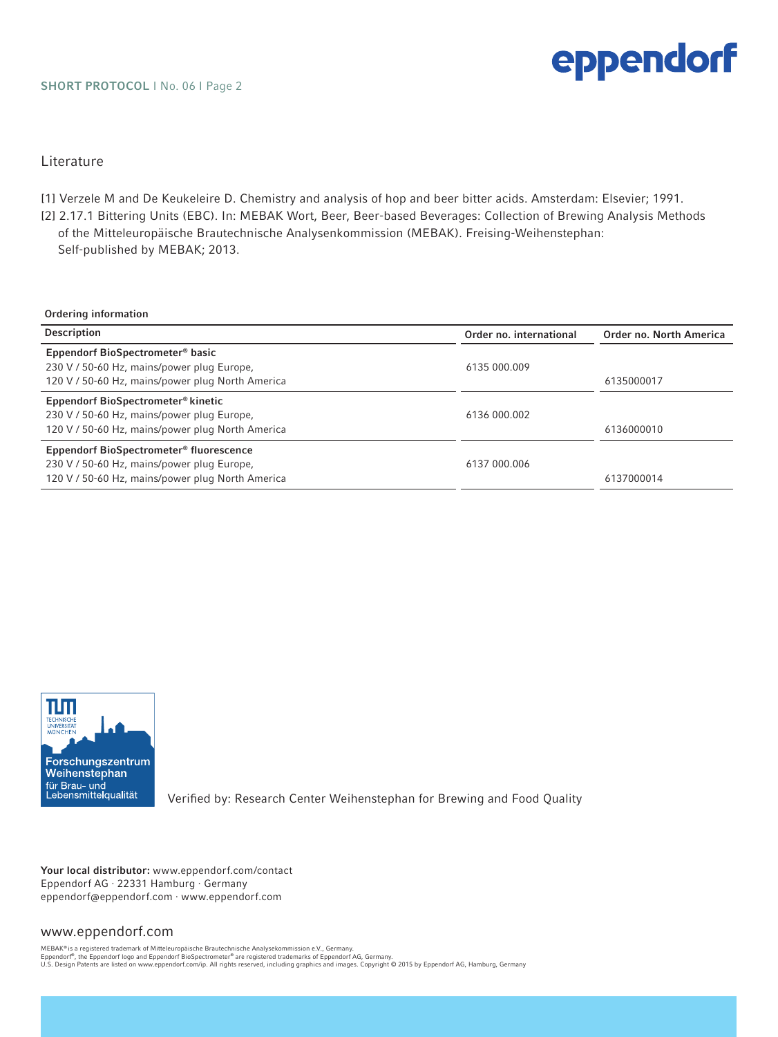## Literature

[1] Verzele M and De Keukeleire D. Chemistry and analysis of hop and beer bitter acids. Amsterdam: Elsevier; 1991.

[2] 2.17.1 Bittering Units (EBC). In: MEBAK Wort, Beer, Beer-based Beverages: Collection of Brewing Analysis Methods of the Mitteleuropäische Brautechnische Analysenkommission (MEBAK). Freising-Weihenstephan: Self-published by MEBAK; 2013.

**Ordering information**

| Description | Order no. international | Order no. North America |
|---|---|---|
| **Eppendorf BioSpectrometer® basic**<br>230 V / 50-60 Hz, mains/power plug Europe,<br>120 V / 50-60 Hz, mains/power plug North America | 6135 000.009 | 6135000017 |
| **Eppendorf BioSpectrometer® kinetic**<br>230 V / 50-60 Hz, mains/power plug Europe,<br>120 V / 50-60 Hz, mains/power plug North America | 6136 000.002 | 6136000010 |
| **Eppendorf BioSpectrometer® fluorescence**<br>230 V / 50-60 Hz, mains/power plug Europe,<br>120 V / 50-60 Hz, mains/power plug North America | 6137 000.006 | 6137000014 |

TUM Technische Universität München
Forschungszentrum Weihenstephan für Brau- und Lebensmittelqualität

Verified by: Research Center Weihenstephan for Brewing and Food Quality

**Your local distributor:** www.eppendorf.com/contact
Eppendorf AG · 22331 Hamburg · Germany
eppendorf@eppendorf.com · www.eppendorf.com

www.eppendorf.com

MEBAK® is a registered trademark of Mitteleuropäische Brautechnische Analysekommission e.V., Germany.
Eppendorf®, the Eppendorf logo and Eppendorf BioSpectrometer® are registered trademarks of Eppendorf AG, Germany.
U.S. Design Patents are listed on www.eppendorf.com/ip. All rights reserved, including graphics and images. Copyright © 2015 by Eppendorf AG, Hamburg, Germany